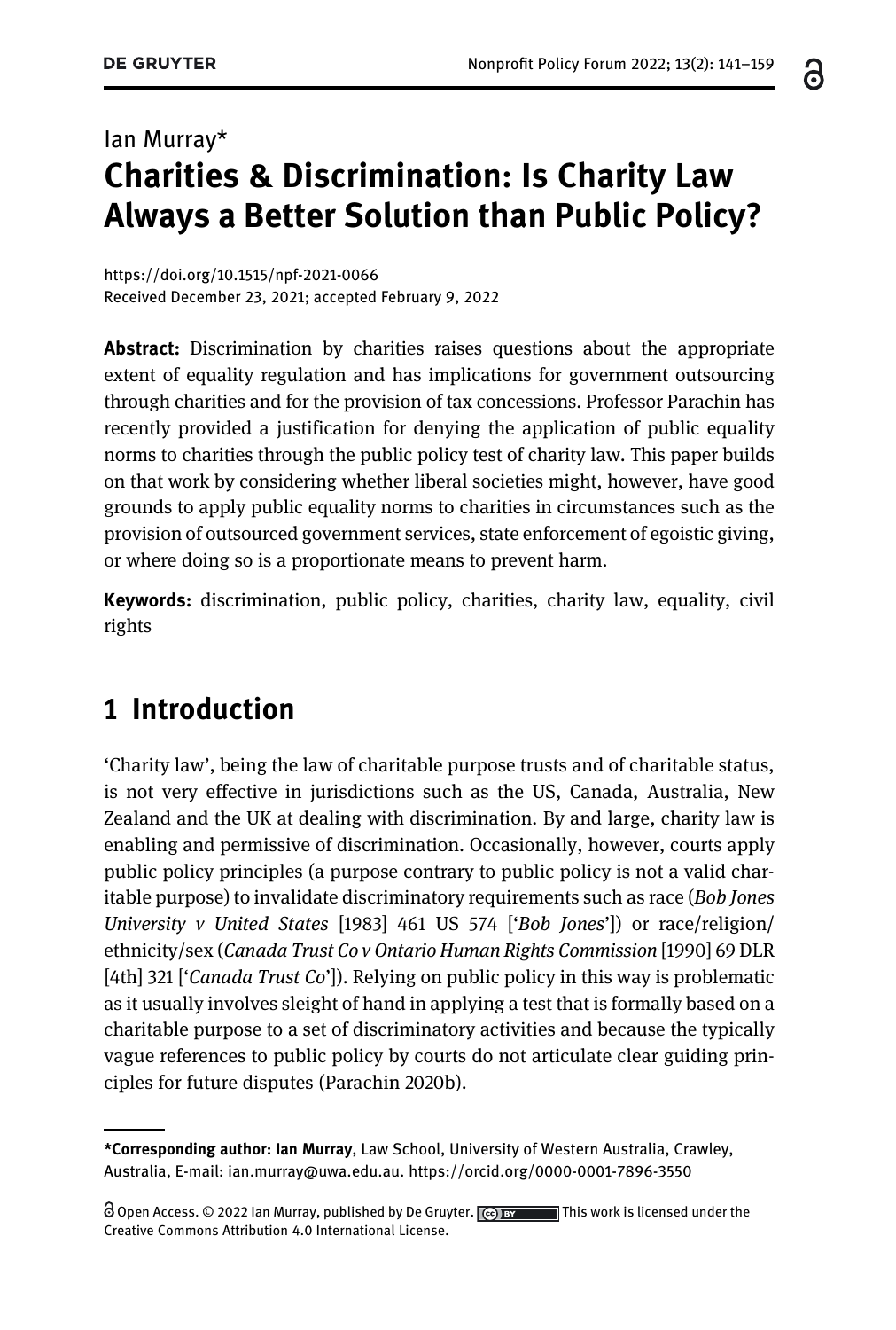Ian Murray*

# Charities & Discrimination: Is Charity Law Always a Better Solution than Public Policy?

https://doi.org/10.1515/npf-2021-0066
Received December 23, 2021; accepted February 9, 2022

**Abstract:** Discrimination by charities raises questions about the appropriate extent of equality regulation and has implications for government outsourcing through charities and for the provision of tax concessions. Professor Parachin has recently provided a justification for denying the application of public equality norms to charities through the public policy test of charity law. This paper builds on that work by considering whether liberal societies might, however, have good grounds to apply public equality norms to charities in circumstances such as the provision of outsourced government services, state enforcement of egoistic giving, or where doing so is a proportionate means to prevent harm.

**Keywords:** discrimination, public policy, charities, charity law, equality, civil rights

## 1 Introduction

'Charity law', being the law of charitable purpose trusts and of charitable status, is not very effective in jurisdictions such as the US, Canada, Australia, New Zealand and the UK at dealing with discrimination. By and large, charity law is enabling and permissive of discrimination. Occasionally, however, courts apply public policy principles (a purpose contrary to public policy is not a valid charitable purpose) to invalidate discriminatory requirements such as race (*Bob Jones University v United States* [1983] 461 US 574 ['*Bob Jones*']) or race/religion/ethnicity/sex (*Canada Trust Co v Ontario Human Rights Commission* [1990] 69 DLR [4th] 321 ['*Canada Trust Co*']). Relying on public policy in this way is problematic as it usually involves sleight of hand in applying a test that is formally based on a charitable purpose to a set of discriminatory activities and because the typically vague references to public policy by courts do not articulate clear guiding principles for future disputes (Parachin 2020b).

---

***Corresponding author: Ian Murray**, Law School, University of Western Australia, Crawley, Australia, E-mail: ian.murray@uwa.edu.au. https://orcid.org/0000-0001-7896-3550

Open Access. © 2022 Ian Murray, published by De Gruyter. This work is licensed under the Creative Commons Attribution 4.0 International License.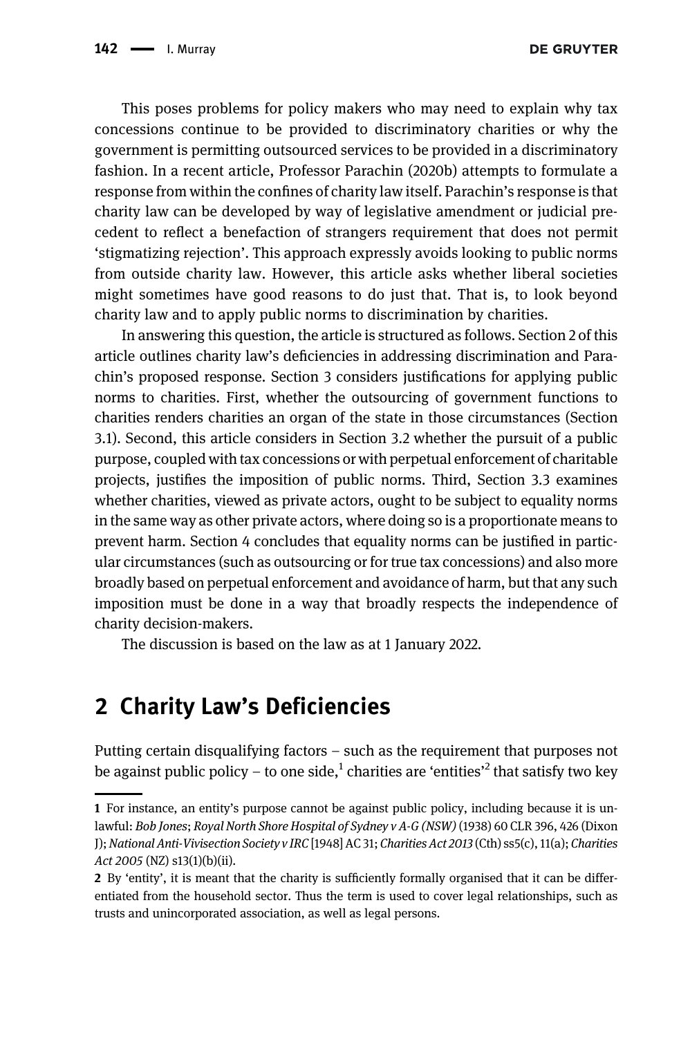This poses problems for policy makers who may need to explain why tax concessions continue to be provided to discriminatory charities or why the government is permitting outsourced services to be provided in a discriminatory fashion. In a recent article, Professor Parachin (2020b) attempts to formulate a response from within the confines of charity law itself. Parachin's response is that charity law can be developed by way of legislative amendment or judicial precedent to reflect a benefaction of strangers requirement that does not permit 'stigmatizing rejection'. This approach expressly avoids looking to public norms from outside charity law. However, this article asks whether liberal societies might sometimes have good reasons to do just that. That is, to look beyond charity law and to apply public norms to discrimination by charities.

In answering this question, the article is structured as follows. Section 2 of this article outlines charity law's deficiencies in addressing discrimination and Parachin's proposed response. Section 3 considers justifications for applying public norms to charities. First, whether the outsourcing of government functions to charities renders charities an organ of the state in those circumstances (Section 3.1). Second, this article considers in Section 3.2 whether the pursuit of a public purpose, coupled with tax concessions or with perpetual enforcement of charitable projects, justifies the imposition of public norms. Third, Section 3.3 examines whether charities, viewed as private actors, ought to be subject to equality norms in the same way as other private actors, where doing so is a proportionate means to prevent harm. Section 4 concludes that equality norms can be justified in particular circumstances (such as outsourcing or for true tax concessions) and also more broadly based on perpetual enforcement and avoidance of harm, but that any such imposition must be done in a way that broadly respects the independence of charity decision-makers.

The discussion is based on the law as at 1 January 2022.

## 2 Charity Law's Deficiencies

Putting certain disqualifying factors – such as the requirement that purposes not be against public policy – to one side,[1] charities are 'entities'[2] that satisfy two key

---

[1] For instance, an entity's purpose cannot be against public policy, including because it is unlawful: *Bob Jones*; *Royal North Shore Hospital of Sydney v A-G (NSW)* (1938) 60 CLR 396, 426 (Dixon J); *National Anti-Vivisection Society v IRC* [1948] AC 31; *Charities Act 2013* (Cth) ss5(c), 11(a); *Charities Act 2005* (NZ) s13(1)(b)(ii).

[2] By 'entity', it is meant that the charity is sufficiently formally organised that it can be differentiated from the household sector. Thus the term is used to cover legal relationships, such as trusts and unincorporated association, as well as legal persons.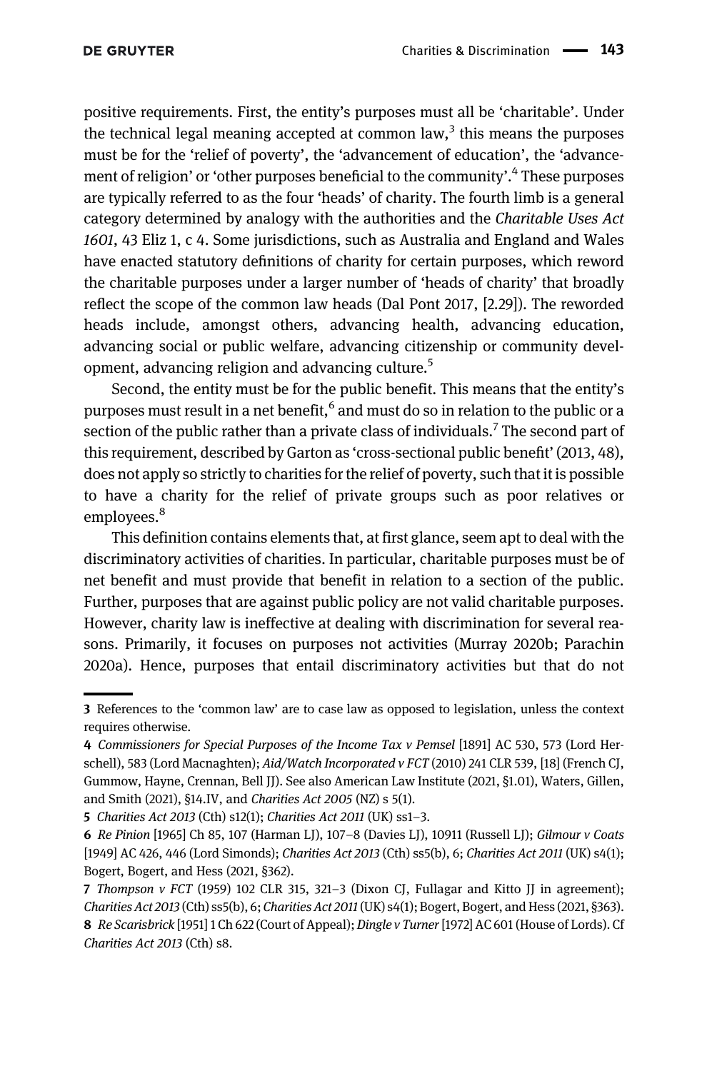positive requirements. First, the entity's purposes must all be 'charitable'. Under the technical legal meaning accepted at common law,[3] this means the purposes must be for the 'relief of poverty', the 'advancement of education', the 'advancement of religion' or 'other purposes beneficial to the community'.[4] These purposes are typically referred to as the four 'heads' of charity. The fourth limb is a general category determined by analogy with the authorities and the *Charitable Uses Act 1601*, 43 Eliz 1, c 4. Some jurisdictions, such as Australia and England and Wales have enacted statutory definitions of charity for certain purposes, which reword the charitable purposes under a larger number of 'heads of charity' that broadly reflect the scope of the common law heads (Dal Pont 2017, [2.29]). The reworded heads include, amongst others, advancing health, advancing education, advancing social or public welfare, advancing citizenship or community development, advancing religion and advancing culture.[5]

Second, the entity must be for the public benefit. This means that the entity's purposes must result in a net benefit,[6] and must do so in relation to the public or a section of the public rather than a private class of individuals.[7] The second part of this requirement, described by Garton as 'cross-sectional public benefit' (2013, 48), does not apply so strictly to charities for the relief of poverty, such that it is possible to have a charity for the relief of private groups such as poor relatives or employees.[8]

This definition contains elements that, at first glance, seem apt to deal with the discriminatory activities of charities. In particular, charitable purposes must be of net benefit and must provide that benefit in relation to a section of the public. Further, purposes that are against public policy are not valid charitable purposes. However, charity law is ineffective at dealing with discrimination for several reasons. Primarily, it focuses on purposes not activities (Murray 2020b; Parachin 2020a). Hence, purposes that entail discriminatory activities but that do not

---

3 References to the 'common law' are to case law as opposed to legislation, unless the context requires otherwise.

4 *Commissioners for Special Purposes of the Income Tax v Pemsel* [1891] AC 530, 573 (Lord Herschell), 583 (Lord Macnaghten); *Aid/Watch Incorporated v FCT* (2010) 241 CLR 539, [18] (French CJ, Gummow, Hayne, Crennan, Bell JJ). See also American Law Institute (2021, §1.01), Waters, Gillen, and Smith (2021), §14.IV, and *Charities Act 2005* (NZ) s 5(1).

5 *Charities Act 2013* (Cth) s12(1); *Charities Act 2011* (UK) ss1–3.

6 *Re Pinion* [1965] Ch 85, 107 (Harman LJ), 107–8 (Davies LJ), 10911 (Russell LJ); *Gilmour v Coats* [1949] AC 426, 446 (Lord Simonds); *Charities Act 2013* (Cth) ss5(b), 6; *Charities Act 2011* (UK) s4(1); Bogert, Bogert, and Hess (2021, §362).

7 *Thompson v FCT* (1959) 102 CLR 315, 321–3 (Dixon CJ, Fullagar and Kitto JJ in agreement); *Charities Act 2013* (Cth) ss5(b), 6; *Charities Act 2011* (UK) s4(1); Bogert, Bogert, and Hess (2021, §363).

8 *Re Scarisbrick* [1951] 1 Ch 622 (Court of Appeal); *Dingle v Turner* [1972] AC 601 (House of Lords). Cf *Charities Act 2013* (Cth) s8.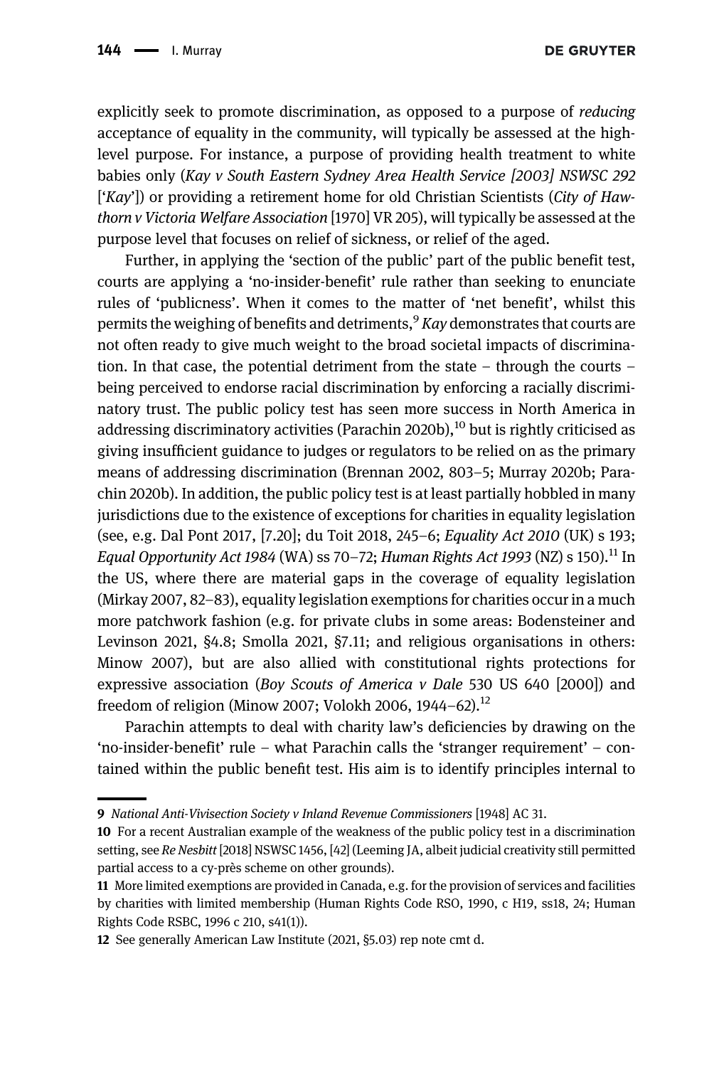explicitly seek to promote discrimination, as opposed to a purpose of *reducing* acceptance of equality in the community, will typically be assessed at the high-level purpose. For instance, a purpose of providing health treatment to white babies only (*Kay v South Eastern Sydney Area Health Service [2003] NSWSC 292* ['*Kay*']) or providing a retirement home for old Christian Scientists (*City of Hawthorn v Victoria Welfare Association* [1970] VR 205), will typically be assessed at the purpose level that focuses on relief of sickness, or relief of the aged.

Further, in applying the 'section of the public' part of the public benefit test, courts are applying a 'no-insider-benefit' rule rather than seeking to enunciate rules of 'publicness'. When it comes to the matter of 'net benefit', whilst this permits the weighing of benefits and detriments,[9] *Kay* demonstrates that courts are not often ready to give much weight to the broad societal impacts of discrimination. In that case, the potential detriment from the state – through the courts – being perceived to endorse racial discrimination by enforcing a racially discriminatory trust. The public policy test has seen more success in North America in addressing discriminatory activities (Parachin 2020b),[10] but is rightly criticised as giving insufficient guidance to judges or regulators to be relied on as the primary means of addressing discrimination (Brennan 2002, 803–5; Murray 2020b; Parachin 2020b). In addition, the public policy test is at least partially hobbled in many jurisdictions due to the existence of exceptions for charities in equality legislation (see, e.g. Dal Pont 2017, [7.20]; du Toit 2018, 245–6; *Equality Act 2010* (UK) s 193; *Equal Opportunity Act 1984* (WA) ss 70–72; *Human Rights Act 1993* (NZ) s 150).[11] In the US, where there are material gaps in the coverage of equality legislation (Mirkay 2007, 82–83), equality legislation exemptions for charities occur in a much more patchwork fashion (e.g. for private clubs in some areas: Bodensteiner and Levinson 2021, §4.8; Smolla 2021, §7.11; and religious organisations in others: Minow 2007), but are also allied with constitutional rights protections for expressive association (*Boy Scouts of America v Dale* 530 US 640 [2000]) and freedom of religion (Minow 2007; Volokh 2006, 1944–62).[12]

Parachin attempts to deal with charity law's deficiencies by drawing on the 'no-insider-benefit' rule – what Parachin calls the 'stranger requirement' – contained within the public benefit test. His aim is to identify principles internal to

---

9 *National Anti-Vivisection Society v Inland Revenue Commissioners* [1948] AC 31.

10 For a recent Australian example of the weakness of the public policy test in a discrimination setting, see *Re Nesbitt* [2018] NSWSC 1456, [42] (Leeming JA, albeit judicial creativity still permitted partial access to a cy-près scheme on other grounds).

11 More limited exemptions are provided in Canada, e.g. for the provision of services and facilities by charities with limited membership (Human Rights Code RSO, 1990, c H19, ss18, 24; Human Rights Code RSBC, 1996 c 210, s41(1)).

12 See generally American Law Institute (2021, §5.03) rep note cmt d.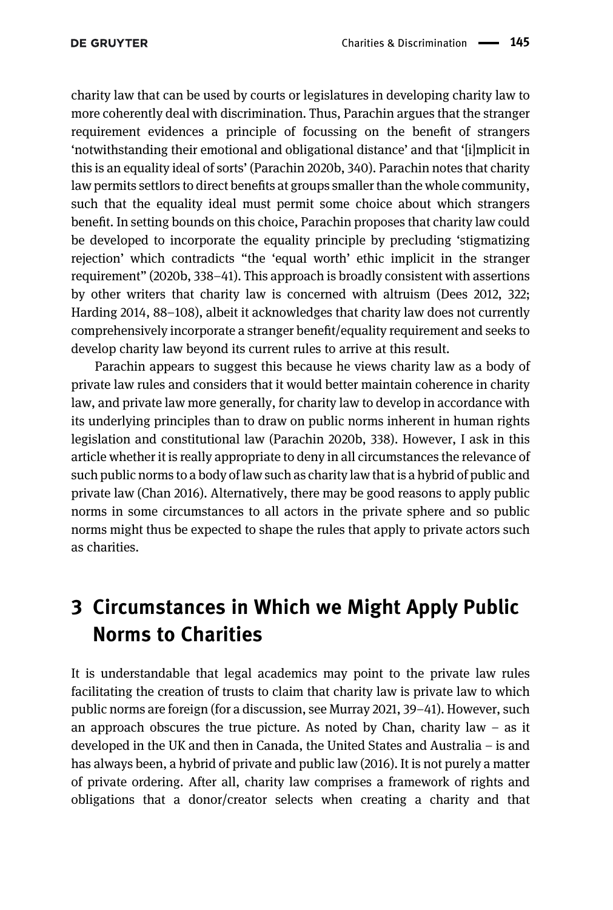charity law that can be used by courts or legislatures in developing charity law to more coherently deal with discrimination. Thus, Parachin argues that the stranger requirement evidences a principle of focussing on the benefit of strangers 'notwithstanding their emotional and obligational distance' and that '[i]mplicit in this is an equality ideal of sorts' (Parachin 2020b, 340). Parachin notes that charity law permits settlors to direct benefits at groups smaller than the whole community, such that the equality ideal must permit some choice about which strangers benefit. In setting bounds on this choice, Parachin proposes that charity law could be developed to incorporate the equality principle by precluding 'stigmatizing rejection' which contradicts "the 'equal worth' ethic implicit in the stranger requirement" (2020b, 338–41). This approach is broadly consistent with assertions by other writers that charity law is concerned with altruism (Dees 2012, 322; Harding 2014, 88–108), albeit it acknowledges that charity law does not currently comprehensively incorporate a stranger benefit/equality requirement and seeks to develop charity law beyond its current rules to arrive at this result.

Parachin appears to suggest this because he views charity law as a body of private law rules and considers that it would better maintain coherence in charity law, and private law more generally, for charity law to develop in accordance with its underlying principles than to draw on public norms inherent in human rights legislation and constitutional law (Parachin 2020b, 338). However, I ask in this article whether it is really appropriate to deny in all circumstances the relevance of such public norms to a body of law such as charity law that is a hybrid of public and private law (Chan 2016). Alternatively, there may be good reasons to apply public norms in some circumstances to all actors in the private sphere and so public norms might thus be expected to shape the rules that apply to private actors such as charities.

## 3 Circumstances in Which we Might Apply Public Norms to Charities

It is understandable that legal academics may point to the private law rules facilitating the creation of trusts to claim that charity law is private law to which public norms are foreign (for a discussion, see Murray 2021, 39–41). However, such an approach obscures the true picture. As noted by Chan, charity law – as it developed in the UK and then in Canada, the United States and Australia – is and has always been, a hybrid of private and public law (2016). It is not purely a matter of private ordering. After all, charity law comprises a framework of rights and obligations that a donor/creator selects when creating a charity and that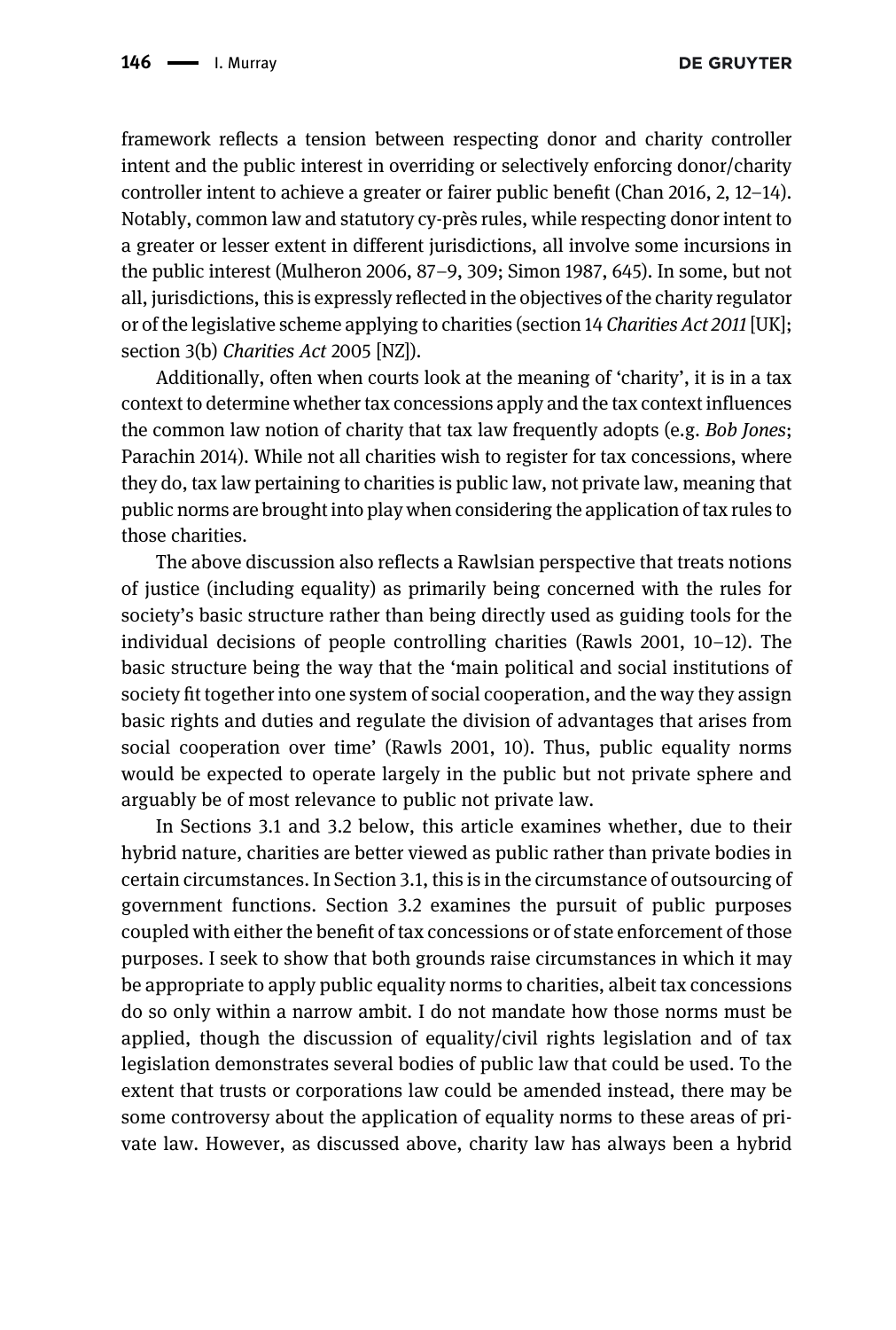framework reflects a tension between respecting donor and charity controller intent and the public interest in overriding or selectively enforcing donor/charity controller intent to achieve a greater or fairer public benefit (Chan 2016, 2, 12–14). Notably, common law and statutory cy-près rules, while respecting donor intent to a greater or lesser extent in different jurisdictions, all involve some incursions in the public interest (Mulheron 2006, 87–9, 309; Simon 1987, 645). In some, but not all, jurisdictions, this is expressly reflected in the objectives of the charity regulator or of the legislative scheme applying to charities (section 14 *Charities Act 2011* [UK]; section 3(b) *Charities Act* 2005 [NZ]).

Additionally, often when courts look at the meaning of 'charity', it is in a tax context to determine whether tax concessions apply and the tax context influences the common law notion of charity that tax law frequently adopts (e.g. *Bob Jones*; Parachin 2014). While not all charities wish to register for tax concessions, where they do, tax law pertaining to charities is public law, not private law, meaning that public norms are brought into play when considering the application of tax rules to those charities.

The above discussion also reflects a Rawlsian perspective that treats notions of justice (including equality) as primarily being concerned with the rules for society's basic structure rather than being directly used as guiding tools for the individual decisions of people controlling charities (Rawls 2001, 10–12). The basic structure being the way that the 'main political and social institutions of society fit together into one system of social cooperation, and the way they assign basic rights and duties and regulate the division of advantages that arises from social cooperation over time' (Rawls 2001, 10). Thus, public equality norms would be expected to operate largely in the public but not private sphere and arguably be of most relevance to public not private law.

In Sections 3.1 and 3.2 below, this article examines whether, due to their hybrid nature, charities are better viewed as public rather than private bodies in certain circumstances. In Section 3.1, this is in the circumstance of outsourcing of government functions. Section 3.2 examines the pursuit of public purposes coupled with either the benefit of tax concessions or of state enforcement of those purposes. I seek to show that both grounds raise circumstances in which it may be appropriate to apply public equality norms to charities, albeit tax concessions do so only within a narrow ambit. I do not mandate how those norms must be applied, though the discussion of equality/civil rights legislation and of tax legislation demonstrates several bodies of public law that could be used. To the extent that trusts or corporations law could be amended instead, there may be some controversy about the application of equality norms to these areas of private law. However, as discussed above, charity law has always been a hybrid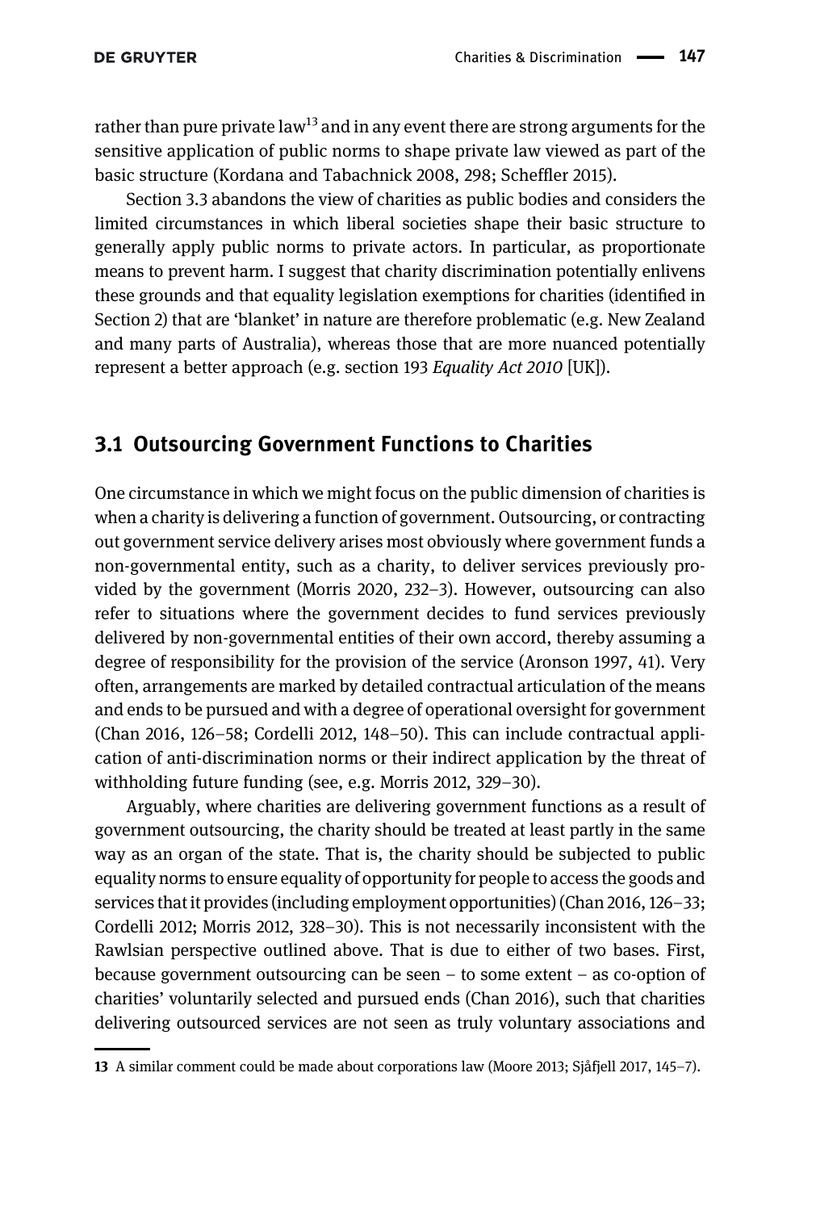rather than pure private law[13] and in any event there are strong arguments for the sensitive application of public norms to shape private law viewed as part of the basic structure (Kordana and Tabachnick 2008, 298; Scheffler 2015).

Section 3.3 abandons the view of charities as public bodies and considers the limited circumstances in which liberal societies shape their basic structure to generally apply public norms to private actors. In particular, as proportionate means to prevent harm. I suggest that charity discrimination potentially enlivens these grounds and that equality legislation exemptions for charities (identified in Section 2) that are 'blanket' in nature are therefore problematic (e.g. New Zealand and many parts of Australia), whereas those that are more nuanced potentially represent a better approach (e.g. section 193 *Equality Act 2010* [UK]).

## 3.1 Outsourcing Government Functions to Charities

One circumstance in which we might focus on the public dimension of charities is when a charity is delivering a function of government. Outsourcing, or contracting out government service delivery arises most obviously where government funds a non-governmental entity, such as a charity, to deliver services previously provided by the government (Morris 2020, 232–3). However, outsourcing can also refer to situations where the government decides to fund services previously delivered by non-governmental entities of their own accord, thereby assuming a degree of responsibility for the provision of the service (Aronson 1997, 41). Very often, arrangements are marked by detailed contractual articulation of the means and ends to be pursued and with a degree of operational oversight for government (Chan 2016, 126–58; Cordelli 2012, 148–50). This can include contractual application of anti-discrimination norms or their indirect application by the threat of withholding future funding (see, e.g. Morris 2012, 329–30).

Arguably, where charities are delivering government functions as a result of government outsourcing, the charity should be treated at least partly in the same way as an organ of the state. That is, the charity should be subjected to public equality norms to ensure equality of opportunity for people to access the goods and services that it provides (including employment opportunities) (Chan 2016, 126–33; Cordelli 2012; Morris 2012, 328–30). This is not necessarily inconsistent with the Rawlsian perspective outlined above. That is due to either of two bases. First, because government outsourcing can be seen – to some extent – as co-option of charities' voluntarily selected and pursued ends (Chan 2016), such that charities delivering outsourced services are not seen as truly voluntary associations and

13 A similar comment could be made about corporations law (Moore 2013; Sjåfjell 2017, 145–7).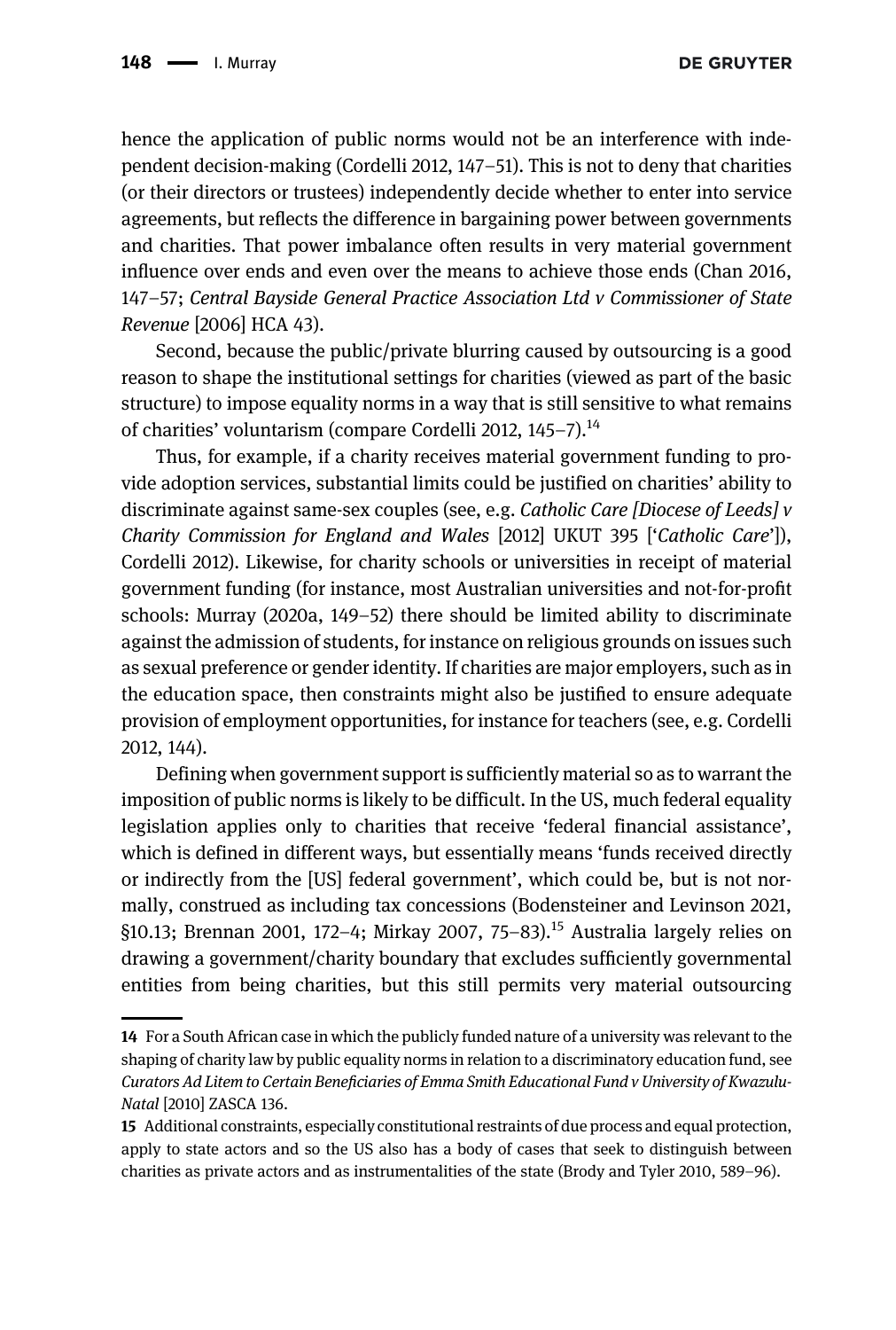hence the application of public norms would not be an interference with independent decision-making (Cordelli 2012, 147–51). This is not to deny that charities (or their directors or trustees) independently decide whether to enter into service agreements, but reflects the difference in bargaining power between governments and charities. That power imbalance often results in very material government influence over ends and even over the means to achieve those ends (Chan 2016, 147–57; *Central Bayside General Practice Association Ltd v Commissioner of State Revenue* [2006] HCA 43).

Second, because the public/private blurring caused by outsourcing is a good reason to shape the institutional settings for charities (viewed as part of the basic structure) to impose equality norms in a way that is still sensitive to what remains of charities' voluntarism (compare Cordelli 2012, 145–7).[14]

Thus, for example, if a charity receives material government funding to provide adoption services, substantial limits could be justified on charities' ability to discriminate against same-sex couples (see, e.g. *Catholic Care [Diocese of Leeds] v Charity Commission for England and Wales* [2012] UKUT 395 ['*Catholic Care*']), Cordelli 2012). Likewise, for charity schools or universities in receipt of material government funding (for instance, most Australian universities and not-for-profit schools: Murray (2020a, 149–52) there should be limited ability to discriminate against the admission of students, for instance on religious grounds on issues such as sexual preference or gender identity. If charities are major employers, such as in the education space, then constraints might also be justified to ensure adequate provision of employment opportunities, for instance for teachers (see, e.g. Cordelli 2012, 144).

Defining when government support is sufficiently material so as to warrant the imposition of public norms is likely to be difficult. In the US, much federal equality legislation applies only to charities that receive 'federal financial assistance', which is defined in different ways, but essentially means 'funds received directly or indirectly from the [US] federal government', which could be, but is not normally, construed as including tax concessions (Bodensteiner and Levinson 2021, §10.13; Brennan 2001, 172–4; Mirkay 2007, 75–83).[15] Australia largely relies on drawing a government/charity boundary that excludes sufficiently governmental entities from being charities, but this still permits very material outsourcing

---

14 For a South African case in which the publicly funded nature of a university was relevant to the shaping of charity law by public equality norms in relation to a discriminatory education fund, see *Curators Ad Litem to Certain Beneficiaries of Emma Smith Educational Fund v University of Kwazulu-Natal* [2010] ZASCA 136.

15 Additional constraints, especially constitutional restraints of due process and equal protection, apply to state actors and so the US also has a body of cases that seek to distinguish between charities as private actors and as instrumentalities of the state (Brody and Tyler 2010, 589–96).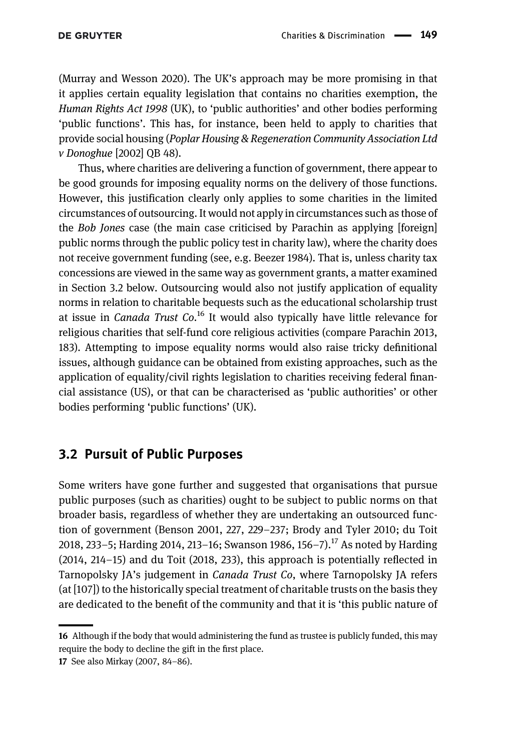(Murray and Wesson 2020). The UK's approach may be more promising in that it applies certain equality legislation that contains no charities exemption, the *Human Rights Act 1998* (UK), to 'public authorities' and other bodies performing 'public functions'. This has, for instance, been held to apply to charities that provide social housing (*Poplar Housing & Regeneration Community Association Ltd v Donoghue* [2002] QB 48).

Thus, where charities are delivering a function of government, there appear to be good grounds for imposing equality norms on the delivery of those functions. However, this justification clearly only applies to some charities in the limited circumstances of outsourcing. It would not apply in circumstances such as those of the *Bob Jones* case (the main case criticised by Parachin as applying [foreign] public norms through the public policy test in charity law), where the charity does not receive government funding (see, e.g. Beezer 1984). That is, unless charity tax concessions are viewed in the same way as government grants, a matter examined in Section 3.2 below. Outsourcing would also not justify application of equality norms in relation to charitable bequests such as the educational scholarship trust at issue in *Canada Trust Co*.[16] It would also typically have little relevance for religious charities that self-fund core religious activities (compare Parachin 2013, 183). Attempting to impose equality norms would also raise tricky definitional issues, although guidance can be obtained from existing approaches, such as the application of equality/civil rights legislation to charities receiving federal financial assistance (US), or that can be characterised as 'public authorities' or other bodies performing 'public functions' (UK).

## 3.2 Pursuit of Public Purposes

Some writers have gone further and suggested that organisations that pursue public purposes (such as charities) ought to be subject to public norms on that broader basis, regardless of whether they are undertaking an outsourced function of government (Benson 2001, 227, 229–237; Brody and Tyler 2010; du Toit 2018, 233–5; Harding 2014, 213–16; Swanson 1986, 156–7).[17] As noted by Harding (2014, 214–15) and du Toit (2018, 233), this approach is potentially reflected in Tarnopolsky JA's judgement in *Canada Trust Co*, where Tarnopolsky JA refers (at [107]) to the historically special treatment of charitable trusts on the basis they are dedicated to the benefit of the community and that it is 'this public nature of

---

16 Although if the body that would administering the fund as trustee is publicly funded, this may require the body to decline the gift in the first place.

17 See also Mirkay (2007, 84–86).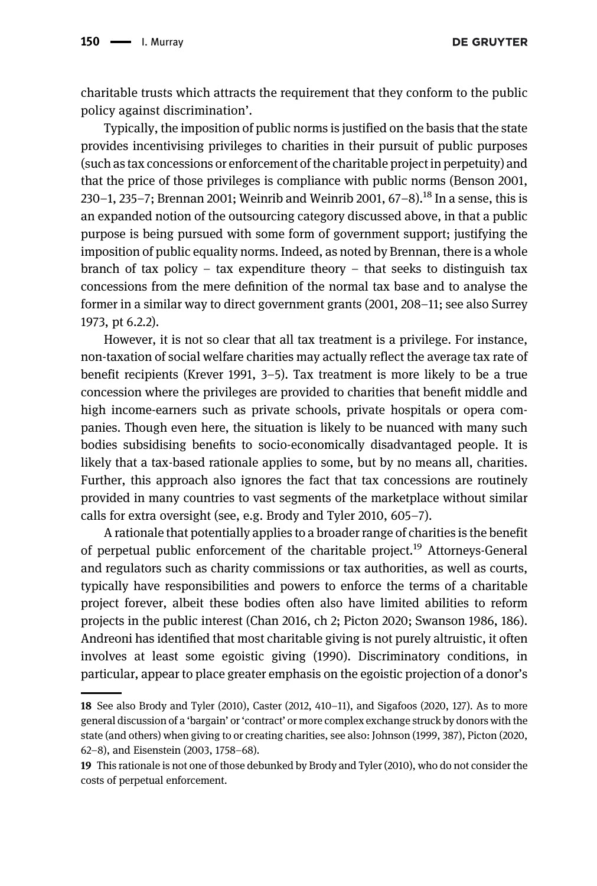charitable trusts which attracts the requirement that they conform to the public policy against discrimination'.

Typically, the imposition of public norms is justified on the basis that the state provides incentivising privileges to charities in their pursuit of public purposes (such as tax concessions or enforcement of the charitable project in perpetuity) and that the price of those privileges is compliance with public norms (Benson 2001, 230–1, 235–7; Brennan 2001; Weinrib and Weinrib 2001, 67–8).[18] In a sense, this is an expanded notion of the outsourcing category discussed above, in that a public purpose is being pursued with some form of government support; justifying the imposition of public equality norms. Indeed, as noted by Brennan, there is a whole branch of tax policy – tax expenditure theory – that seeks to distinguish tax concessions from the mere definition of the normal tax base and to analyse the former in a similar way to direct government grants (2001, 208–11; see also Surrey 1973, pt 6.2.2).

However, it is not so clear that all tax treatment is a privilege. For instance, non-taxation of social welfare charities may actually reflect the average tax rate of benefit recipients (Krever 1991, 3–5). Tax treatment is more likely to be a true concession where the privileges are provided to charities that benefit middle and high income-earners such as private schools, private hospitals or opera companies. Though even here, the situation is likely to be nuanced with many such bodies subsidising benefits to socio-economically disadvantaged people. It is likely that a tax-based rationale applies to some, but by no means all, charities. Further, this approach also ignores the fact that tax concessions are routinely provided in many countries to vast segments of the marketplace without similar calls for extra oversight (see, e.g. Brody and Tyler 2010, 605–7).

A rationale that potentially applies to a broader range of charities is the benefit of perpetual public enforcement of the charitable project.[19] Attorneys-General and regulators such as charity commissions or tax authorities, as well as courts, typically have responsibilities and powers to enforce the terms of a charitable project forever, albeit these bodies often also have limited abilities to reform projects in the public interest (Chan 2016, ch 2; Picton 2020; Swanson 1986, 186). Andreoni has identified that most charitable giving is not purely altruistic, it often involves at least some egoistic giving (1990). Discriminatory conditions, in particular, appear to place greater emphasis on the egoistic projection of a donor's

---

**18** See also Brody and Tyler (2010), Caster (2012, 410–11), and Sigafoos (2020, 127). As to more general discussion of a 'bargain' or 'contract' or more complex exchange struck by donors with the state (and others) when giving to or creating charities, see also: Johnson (1999, 387), Picton (2020, 62–8), and Eisenstein (2003, 1758–68).

**19** This rationale is not one of those debunked by Brody and Tyler (2010), who do not consider the costs of perpetual enforcement.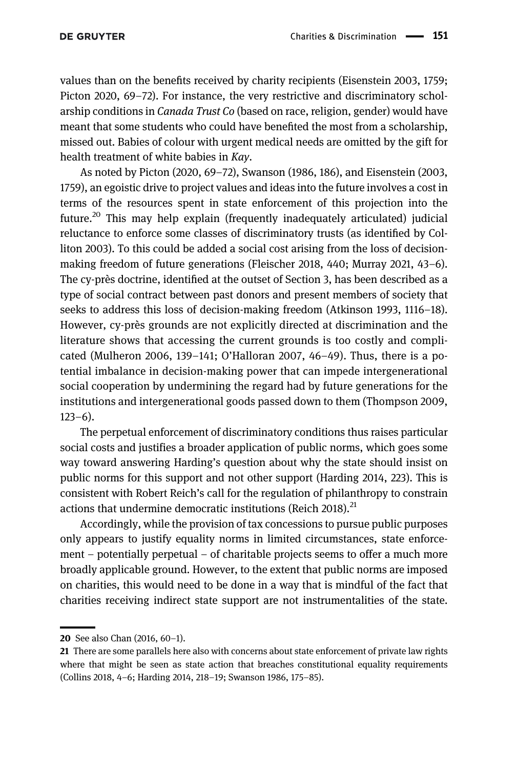values than on the benefits received by charity recipients (Eisenstein 2003, 1759; Picton 2020, 69–72). For instance, the very restrictive and discriminatory scholarship conditions in *Canada Trust Co* (based on race, religion, gender) would have meant that some students who could have benefited the most from a scholarship, missed out. Babies of colour with urgent medical needs are omitted by the gift for health treatment of white babies in *Kay*.

As noted by Picton (2020, 69–72), Swanson (1986, 186), and Eisenstein (2003, 1759), an egoistic drive to project values and ideas into the future involves a cost in terms of the resources spent in state enforcement of this projection into the future.[20] This may help explain (frequently inadequately articulated) judicial reluctance to enforce some classes of discriminatory trusts (as identified by Colliton 2003). To this could be added a social cost arising from the loss of decision-making freedom of future generations (Fleischer 2018, 440; Murray 2021, 43–6). The cy-près doctrine, identified at the outset of Section 3, has been described as a type of social contract between past donors and present members of society that seeks to address this loss of decision-making freedom (Atkinson 1993, 1116–18). However, cy-près grounds are not explicitly directed at discrimination and the literature shows that accessing the current grounds is too costly and complicated (Mulheron 2006, 139–141; O'Halloran 2007, 46–49). Thus, there is a potential imbalance in decision-making power that can impede intergenerational social cooperation by undermining the regard had by future generations for the institutions and intergenerational goods passed down to them (Thompson 2009, 123–6).

The perpetual enforcement of discriminatory conditions thus raises particular social costs and justifies a broader application of public norms, which goes some way toward answering Harding's question about why the state should insist on public norms for this support and not other support (Harding 2014, 223). This is consistent with Robert Reich's call for the regulation of philanthropy to constrain actions that undermine democratic institutions (Reich 2018).[21]

Accordingly, while the provision of tax concessions to pursue public purposes only appears to justify equality norms in limited circumstances, state enforcement – potentially perpetual – of charitable projects seems to offer a much more broadly applicable ground. However, to the extent that public norms are imposed on charities, this would need to be done in a way that is mindful of the fact that charities receiving indirect state support are not instrumentalities of the state.

---

**20** See also Chan (2016, 60–1).

**21** There are some parallels here also with concerns about state enforcement of private law rights where that might be seen as state action that breaches constitutional equality requirements (Collins 2018, 4–6; Harding 2014, 218–19; Swanson 1986, 175–85).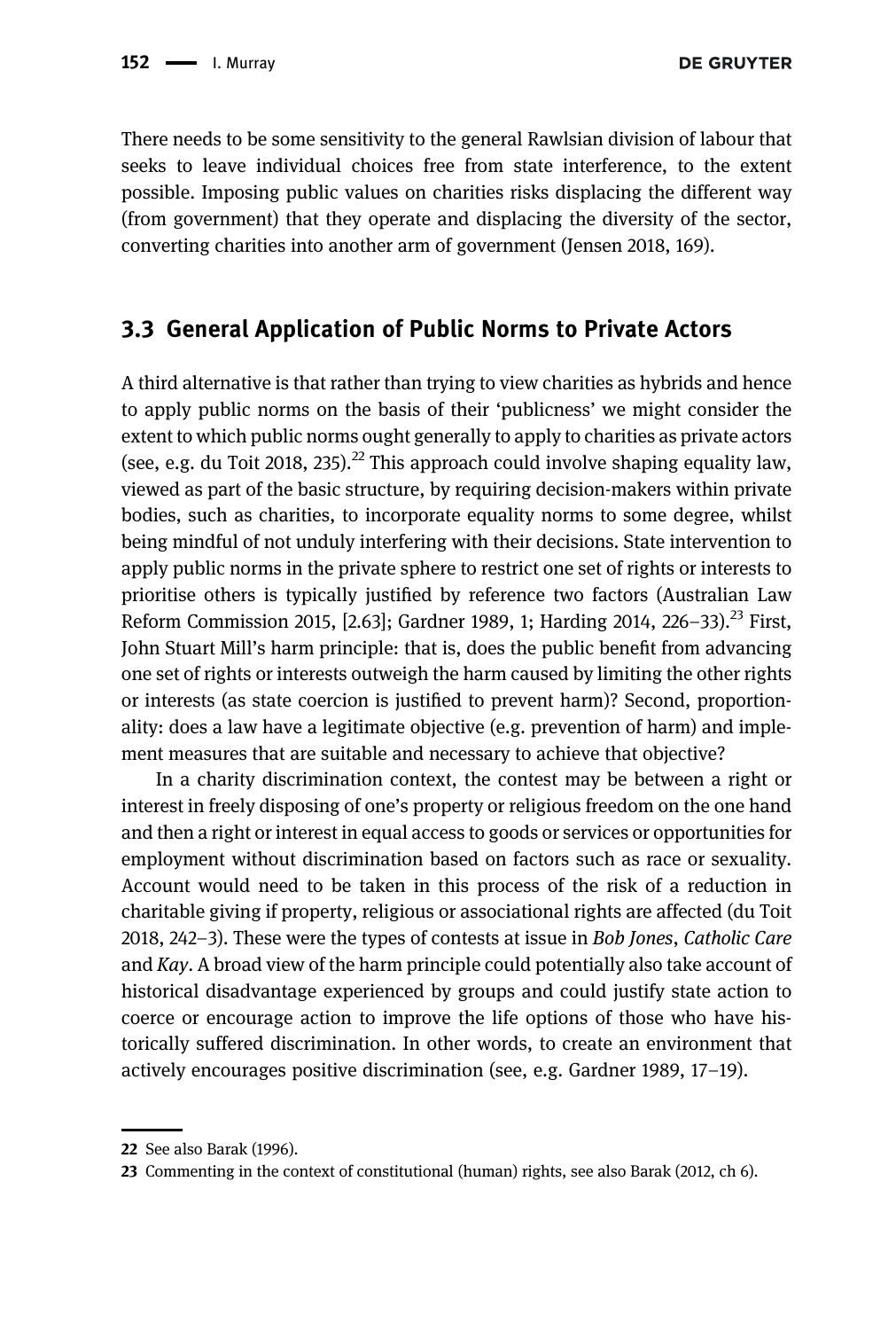There needs to be some sensitivity to the general Rawlsian division of labour that seeks to leave individual choices free from state interference, to the extent possible. Imposing public values on charities risks displacing the different way (from government) that they operate and displacing the diversity of the sector, converting charities into another arm of government (Jensen 2018, 169).

### 3.3 General Application of Public Norms to Private Actors

A third alternative is that rather than trying to view charities as hybrids and hence to apply public norms on the basis of their 'publicness' we might consider the extent to which public norms ought generally to apply to charities as private actors (see, e.g. du Toit 2018, 235).[22] This approach could involve shaping equality law, viewed as part of the basic structure, by requiring decision-makers within private bodies, such as charities, to incorporate equality norms to some degree, whilst being mindful of not unduly interfering with their decisions. State intervention to apply public norms in the private sphere to restrict one set of rights or interests to prioritise others is typically justified by reference two factors (Australian Law Reform Commission 2015, [2.63]; Gardner 1989, 1; Harding 2014, 226–33).[23] First, John Stuart Mill's harm principle: that is, does the public benefit from advancing one set of rights or interests outweigh the harm caused by limiting the other rights or interests (as state coercion is justified to prevent harm)? Second, proportionality: does a law have a legitimate objective (e.g. prevention of harm) and implement measures that are suitable and necessary to achieve that objective?

In a charity discrimination context, the contest may be between a right or interest in freely disposing of one's property or religious freedom on the one hand and then a right or interest in equal access to goods or services or opportunities for employment without discrimination based on factors such as race or sexuality. Account would need to be taken in this process of the risk of a reduction in charitable giving if property, religious or associational rights are affected (du Toit 2018, 242–3). These were the types of contests at issue in *Bob Jones*, *Catholic Care* and *Kay*. A broad view of the harm principle could potentially also take account of historical disadvantage experienced by groups and could justify state action to coerce or encourage action to improve the life options of those who have historically suffered discrimination. In other words, to create an environment that actively encourages positive discrimination (see, e.g. Gardner 1989, 17–19).

---

22 See also Barak (1996).

23 Commenting in the context of constitutional (human) rights, see also Barak (2012, ch 6).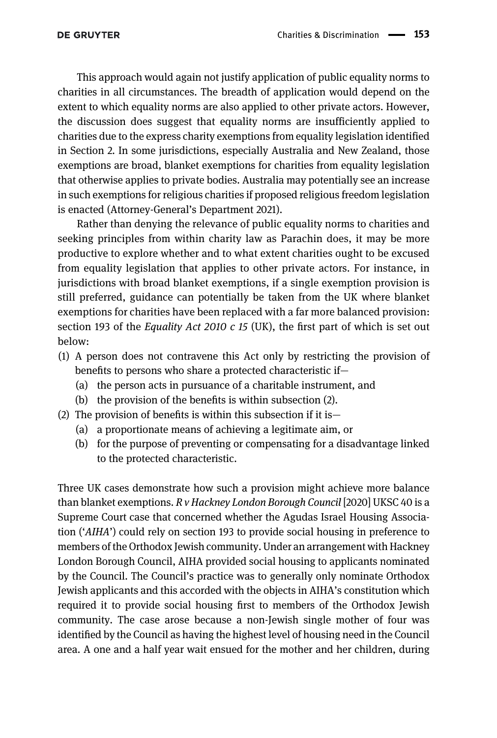This approach would again not justify application of public equality norms to charities in all circumstances. The breadth of application would depend on the extent to which equality norms are also applied to other private actors. However, the discussion does suggest that equality norms are insufficiently applied to charities due to the express charity exemptions from equality legislation identified in Section 2. In some jurisdictions, especially Australia and New Zealand, those exemptions are broad, blanket exemptions for charities from equality legislation that otherwise applies to private bodies. Australia may potentially see an increase in such exemptions for religious charities if proposed religious freedom legislation is enacted (Attorney-General's Department 2021).

Rather than denying the relevance of public equality norms to charities and seeking principles from within charity law as Parachin does, it may be more productive to explore whether and to what extent charities ought to be excused from equality legislation that applies to other private actors. For instance, in jurisdictions with broad blanket exemptions, if a single exemption provision is still preferred, guidance can potentially be taken from the UK where blanket exemptions for charities have been replaced with a far more balanced provision: section 193 of the *Equality Act 2010 c 15* (UK), the first part of which is set out below:

(1) A person does not contravene this Act only by restricting the provision of benefits to persons who share a protected characteristic if—
   (a) the person acts in pursuance of a charitable instrument, and
   (b) the provision of the benefits is within subsection (2).
(2) The provision of benefits is within this subsection if it is—
   (a) a proportionate means of achieving a legitimate aim, or
   (b) for the purpose of preventing or compensating for a disadvantage linked to the protected characteristic.

Three UK cases demonstrate how such a provision might achieve more balance than blanket exemptions. *R v Hackney London Borough Council* [2020] UKSC 40 is a Supreme Court case that concerned whether the Agudas Israel Housing Association ('*AIHA*') could rely on section 193 to provide social housing in preference to members of the Orthodox Jewish community. Under an arrangement with Hackney London Borough Council, AIHA provided social housing to applicants nominated by the Council. The Council's practice was to generally only nominate Orthodox Jewish applicants and this accorded with the objects in AIHA's constitution which required it to provide social housing first to members of the Orthodox Jewish community. The case arose because a non-Jewish single mother of four was identified by the Council as having the highest level of housing need in the Council area. A one and a half year wait ensued for the mother and her children, during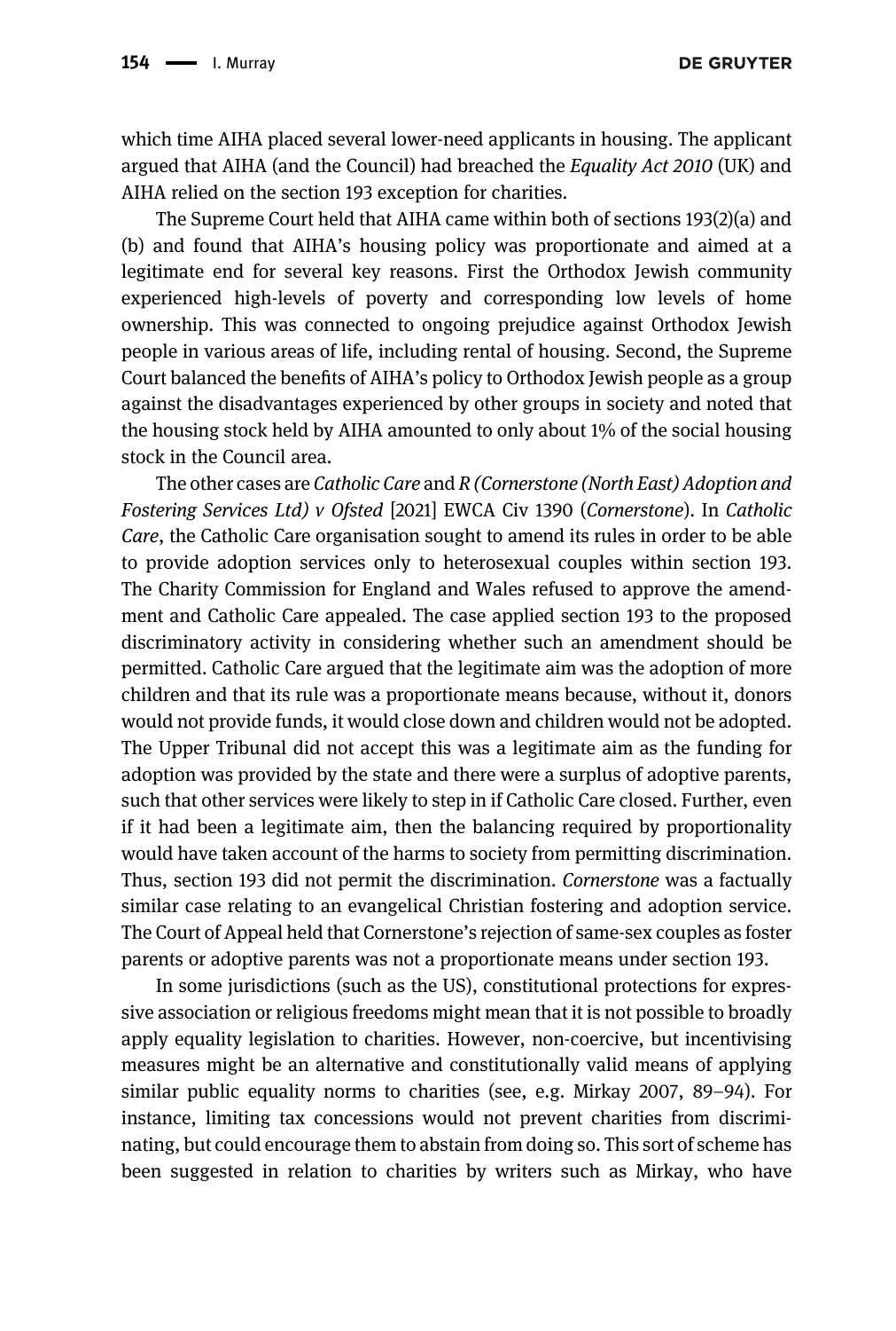which time AIHA placed several lower-need applicants in housing. The applicant argued that AIHA (and the Council) had breached the *Equality Act 2010* (UK) and AIHA relied on the section 193 exception for charities.

The Supreme Court held that AIHA came within both of sections 193(2)(a) and (b) and found that AIHA's housing policy was proportionate and aimed at a legitimate end for several key reasons. First the Orthodox Jewish community experienced high-levels of poverty and corresponding low levels of home ownership. This was connected to ongoing prejudice against Orthodox Jewish people in various areas of life, including rental of housing. Second, the Supreme Court balanced the benefits of AIHA's policy to Orthodox Jewish people as a group against the disadvantages experienced by other groups in society and noted that the housing stock held by AIHA amounted to only about 1% of the social housing stock in the Council area.

The other cases are *Catholic Care* and *R (Cornerstone (North East) Adoption and Fostering Services Ltd) v Ofsted* [2021] EWCA Civ 1390 (*Cornerstone*). In *Catholic Care*, the Catholic Care organisation sought to amend its rules in order to be able to provide adoption services only to heterosexual couples within section 193. The Charity Commission for England and Wales refused to approve the amendment and Catholic Care appealed. The case applied section 193 to the proposed discriminatory activity in considering whether such an amendment should be permitted. Catholic Care argued that the legitimate aim was the adoption of more children and that its rule was a proportionate means because, without it, donors would not provide funds, it would close down and children would not be adopted. The Upper Tribunal did not accept this was a legitimate aim as the funding for adoption was provided by the state and there were a surplus of adoptive parents, such that other services were likely to step in if Catholic Care closed. Further, even if it had been a legitimate aim, then the balancing required by proportionality would have taken account of the harms to society from permitting discrimination. Thus, section 193 did not permit the discrimination. *Cornerstone* was a factually similar case relating to an evangelical Christian fostering and adoption service. The Court of Appeal held that Cornerstone's rejection of same-sex couples as foster parents or adoptive parents was not a proportionate means under section 193.

In some jurisdictions (such as the US), constitutional protections for expressive association or religious freedoms might mean that it is not possible to broadly apply equality legislation to charities. However, non-coercive, but incentivising measures might be an alternative and constitutionally valid means of applying similar public equality norms to charities (see, e.g. Mirkay 2007, 89–94). For instance, limiting tax concessions would not prevent charities from discriminating, but could encourage them to abstain from doing so. This sort of scheme has been suggested in relation to charities by writers such as Mirkay, who have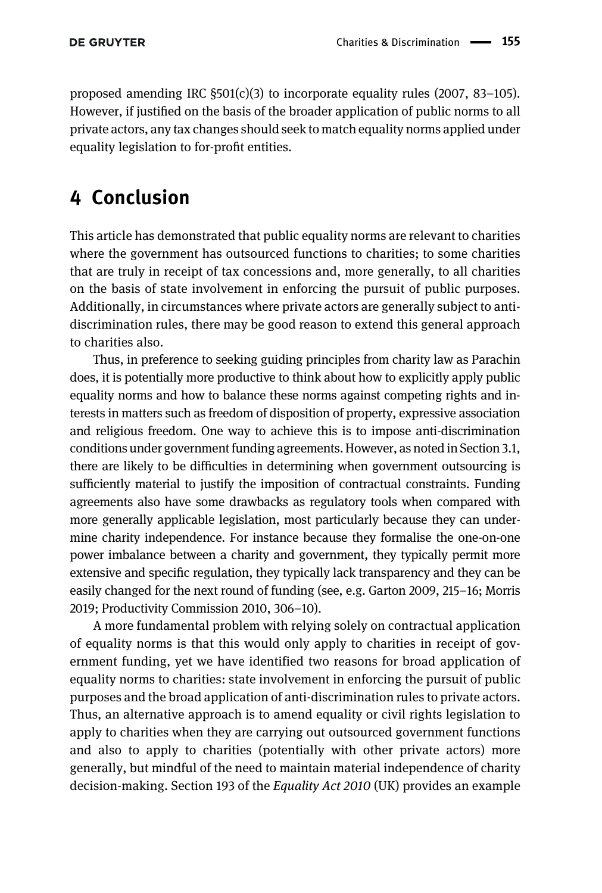proposed amending IRC §501(c)(3) to incorporate equality rules (2007, 83–105). However, if justified on the basis of the broader application of public norms to all private actors, any tax changes should seek to match equality norms applied under equality legislation to for-profit entities.

# 4 Conclusion

This article has demonstrated that public equality norms are relevant to charities where the government has outsourced functions to charities; to some charities that are truly in receipt of tax concessions and, more generally, to all charities on the basis of state involvement in enforcing the pursuit of public purposes. Additionally, in circumstances where private actors are generally subject to anti-discrimination rules, there may be good reason to extend this general approach to charities also.

Thus, in preference to seeking guiding principles from charity law as Parachin does, it is potentially more productive to think about how to explicitly apply public equality norms and how to balance these norms against competing rights and interests in matters such as freedom of disposition of property, expressive association and religious freedom. One way to achieve this is to impose anti-discrimination conditions under government funding agreements. However, as noted in Section 3.1, there are likely to be difficulties in determining when government outsourcing is sufficiently material to justify the imposition of contractual constraints. Funding agreements also have some drawbacks as regulatory tools when compared with more generally applicable legislation, most particularly because they can undermine charity independence. For instance because they formalise the one-on-one power imbalance between a charity and government, they typically permit more extensive and specific regulation, they typically lack transparency and they can be easily changed for the next round of funding (see, e.g. Garton 2009, 215–16; Morris 2019; Productivity Commission 2010, 306–10).

A more fundamental problem with relying solely on contractual application of equality norms is that this would only apply to charities in receipt of government funding, yet we have identified two reasons for broad application of equality norms to charities: state involvement in enforcing the pursuit of public purposes and the broad application of anti-discrimination rules to private actors. Thus, an alternative approach is to amend equality or civil rights legislation to apply to charities when they are carrying out outsourced government functions and also to apply to charities (potentially with other private actors) more generally, but mindful of the need to maintain material independence of charity decision-making. Section 193 of the *Equality Act 2010* (UK) provides an example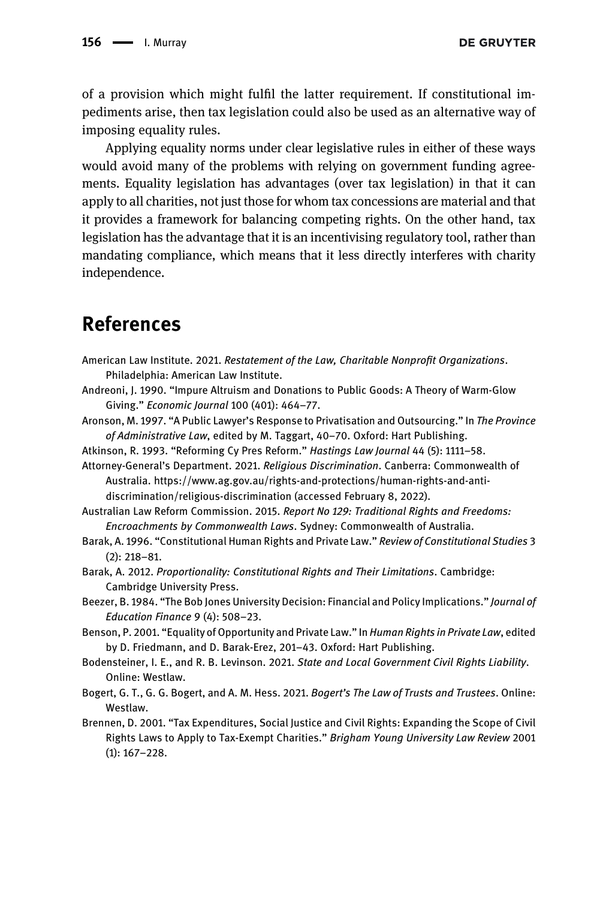of a provision which might fulfil the latter requirement. If constitutional impediments arise, then tax legislation could also be used as an alternative way of imposing equality rules.

Applying equality norms under clear legislative rules in either of these ways would avoid many of the problems with relying on government funding agreements. Equality legislation has advantages (over tax legislation) in that it can apply to all charities, not just those for whom tax concessions are material and that it provides a framework for balancing competing rights. On the other hand, tax legislation has the advantage that it is an incentivising regulatory tool, rather than mandating compliance, which means that it less directly interferes with charity independence.

## References

American Law Institute. 2021. *Restatement of the Law, Charitable Nonprofit Organizations*. Philadelphia: American Law Institute.

Andreoni, J. 1990. "Impure Altruism and Donations to Public Goods: A Theory of Warm-Glow Giving." *Economic Journal* 100 (401): 464–77.

Aronson, M. 1997. "A Public Lawyer's Response to Privatisation and Outsourcing." In *The Province of Administrative Law*, edited by M. Taggart, 40–70. Oxford: Hart Publishing.

Atkinson, R. 1993. "Reforming Cy Pres Reform." *Hastings Law Journal* 44 (5): 1111–58.

Attorney-General's Department. 2021. *Religious Discrimination*. Canberra: Commonwealth of Australia. https://www.ag.gov.au/rights-and-protections/human-rights-and-anti-discrimination/religious-discrimination (accessed February 8, 2022).

Australian Law Reform Commission. 2015. *Report No 129: Traditional Rights and Freedoms: Encroachments by Commonwealth Laws*. Sydney: Commonwealth of Australia.

Barak, A. 1996. "Constitutional Human Rights and Private Law." *Review of Constitutional Studies* 3 (2): 218–81.

Barak, A. 2012. *Proportionality: Constitutional Rights and Their Limitations*. Cambridge: Cambridge University Press.

Beezer, B. 1984. "The Bob Jones University Decision: Financial and Policy Implications." *Journal of Education Finance* 9 (4): 508–23.

Benson, P. 2001. "Equality of Opportunity and Private Law." In *Human Rights in Private Law*, edited by D. Friedmann, and D. Barak-Erez, 201–43. Oxford: Hart Publishing.

Bodensteiner, I. E., and R. B. Levinson. 2021. *State and Local Government Civil Rights Liability*. Online: Westlaw.

Bogert, G. T., G. G. Bogert, and A. M. Hess. 2021. *Bogert's The Law of Trusts and Trustees*. Online: Westlaw.

Brennen, D. 2001. "Tax Expenditures, Social Justice and Civil Rights: Expanding the Scope of Civil Rights Laws to Apply to Tax-Exempt Charities." *Brigham Young University Law Review* 2001 (1): 167–228.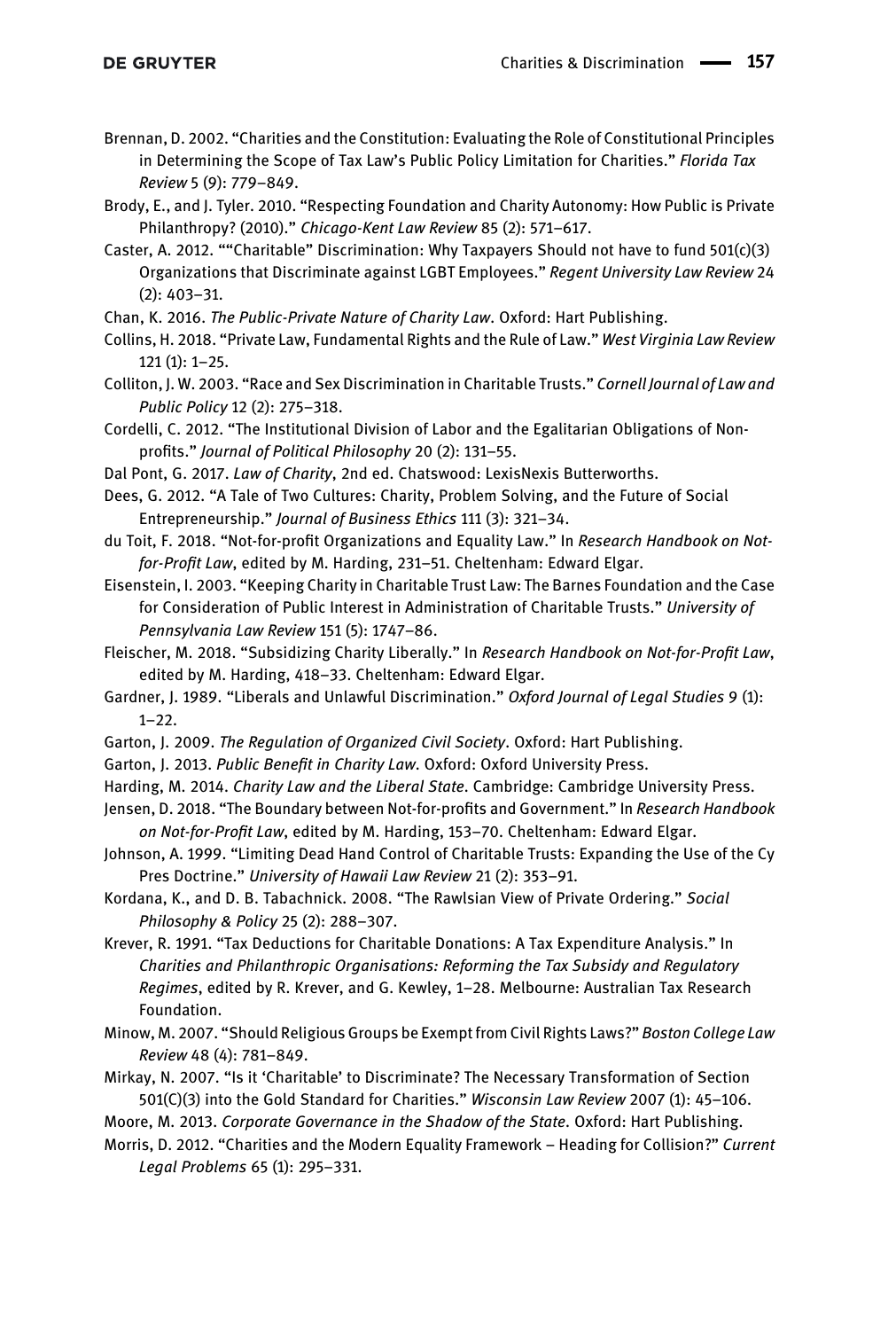Brennan, D. 2002. "Charities and the Constitution: Evaluating the Role of Constitutional Principles in Determining the Scope of Tax Law's Public Policy Limitation for Charities." *Florida Tax Review* 5 (9): 779–849.

Brody, E., and J. Tyler. 2010. "Respecting Foundation and Charity Autonomy: How Public is Private Philanthropy? (2010)." *Chicago-Kent Law Review* 85 (2): 571–617.

Caster, A. 2012. ""Charitable" Discrimination: Why Taxpayers Should not have to fund 501(c)(3) Organizations that Discriminate against LGBT Employees." *Regent University Law Review* 24 (2): 403–31.

Chan, K. 2016. *The Public-Private Nature of Charity Law*. Oxford: Hart Publishing.

Collins, H. 2018. "Private Law, Fundamental Rights and the Rule of Law." *West Virginia Law Review* 121 (1): 1–25.

Colliton, J. W. 2003. "Race and Sex Discrimination in Charitable Trusts." *Cornell Journal of Law and Public Policy* 12 (2): 275–318.

Cordelli, C. 2012. "The Institutional Division of Labor and the Egalitarian Obligations of Non-profits." *Journal of Political Philosophy* 20 (2): 131–55.

Dal Pont, G. 2017. *Law of Charity*, 2nd ed. Chatswood: LexisNexis Butterworths.

Dees, G. 2012. "A Tale of Two Cultures: Charity, Problem Solving, and the Future of Social Entrepreneurship." *Journal of Business Ethics* 111 (3): 321–34.

du Toit, F. 2018. "Not-for-profit Organizations and Equality Law." In *Research Handbook on Not-for-Profit Law*, edited by M. Harding, 231–51. Cheltenham: Edward Elgar.

Eisenstein, I. 2003. "Keeping Charity in Charitable Trust Law: The Barnes Foundation and the Case for Consideration of Public Interest in Administration of Charitable Trusts." *University of Pennsylvania Law Review* 151 (5): 1747–86.

Fleischer, M. 2018. "Subsidizing Charity Liberally." In *Research Handbook on Not-for-Profit Law*, edited by M. Harding, 418–33. Cheltenham: Edward Elgar.

Gardner, J. 1989. "Liberals and Unlawful Discrimination." *Oxford Journal of Legal Studies 9* (1): 1–22.

Garton, J. 2009. *The Regulation of Organized Civil Society*. Oxford: Hart Publishing.

Garton, J. 2013. *Public Benefit in Charity Law*. Oxford: Oxford University Press.

Harding, M. 2014. *Charity Law and the Liberal State*. Cambridge: Cambridge University Press.

Jensen, D. 2018. "The Boundary between Not-for-profits and Government." In *Research Handbook on Not-for-Profit Law*, edited by M. Harding, 153–70. Cheltenham: Edward Elgar.

Johnson, A. 1999. "Limiting Dead Hand Control of Charitable Trusts: Expanding the Use of the Cy Pres Doctrine." *University of Hawaii Law Review* 21 (2): 353–91.

Kordana, K., and D. B. Tabachnick. 2008. "The Rawlsian View of Private Ordering." *Social Philosophy & Policy* 25 (2): 288–307.

Krever, R. 1991. "Tax Deductions for Charitable Donations: A Tax Expenditure Analysis." In *Charities and Philanthropic Organisations: Reforming the Tax Subsidy and Regulatory Regimes*, edited by R. Krever, and G. Kewley, 1–28. Melbourne: Australian Tax Research Foundation.

Minow, M. 2007. "Should Religious Groups be Exempt from Civil Rights Laws?" *Boston College Law Review* 48 (4): 781–849.

Mirkay, N. 2007. "Is it 'Charitable' to Discriminate? The Necessary Transformation of Section 501(C)(3) into the Gold Standard for Charities." *Wisconsin Law Review* 2007 (1): 45–106.

Moore, M. 2013. *Corporate Governance in the Shadow of the State*. Oxford: Hart Publishing.

Morris, D. 2012. "Charities and the Modern Equality Framework – Heading for Collision?" *Current Legal Problems* 65 (1): 295–331.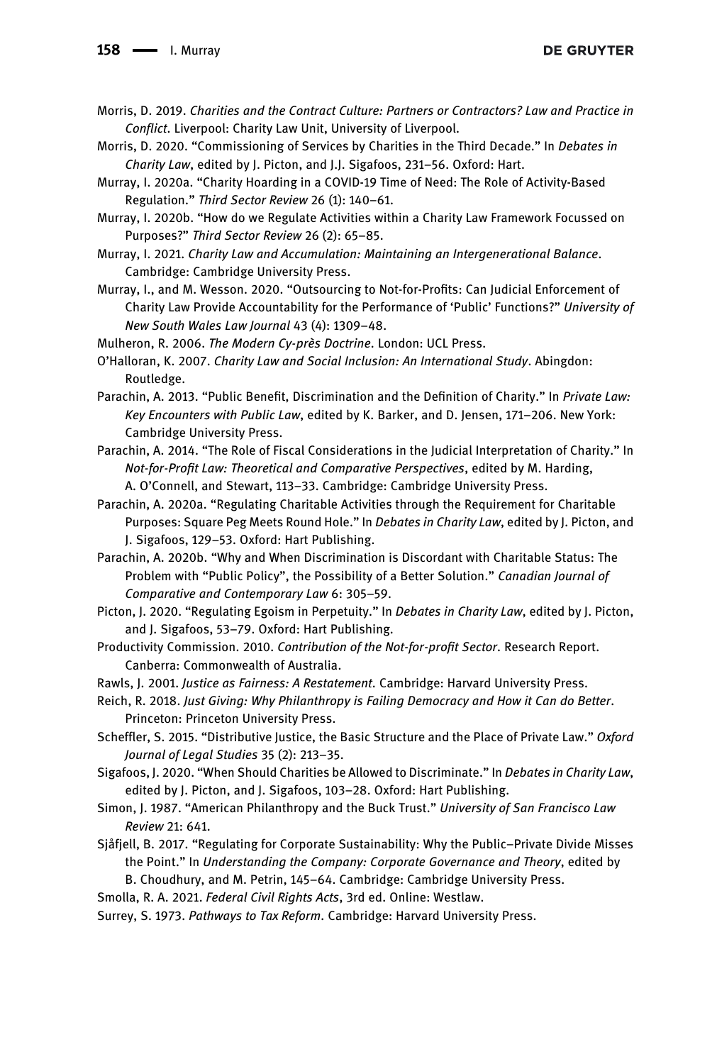Morris, D. 2019. *Charities and the Contract Culture: Partners or Contractors? Law and Practice in Conflict*. Liverpool: Charity Law Unit, University of Liverpool.

Morris, D. 2020. "Commissioning of Services by Charities in the Third Decade." In *Debates in Charity Law*, edited by J. Picton, and J.J. Sigafoos, 231–56. Oxford: Hart.

Murray, I. 2020a. "Charity Hoarding in a COVID-19 Time of Need: The Role of Activity-Based Regulation." *Third Sector Review* 26 (1): 140–61.

Murray, I. 2020b. "How do we Regulate Activities within a Charity Law Framework Focussed on Purposes?" *Third Sector Review* 26 (2): 65–85.

Murray, I. 2021. *Charity Law and Accumulation: Maintaining an Intergenerational Balance*. Cambridge: Cambridge University Press.

Murray, I., and M. Wesson. 2020. "Outsourcing to Not-for-Profits: Can Judicial Enforcement of Charity Law Provide Accountability for the Performance of 'Public' Functions?" *University of New South Wales Law Journal* 43 (4): 1309–48.

Mulheron, R. 2006. *The Modern Cy-près Doctrine*. London: UCL Press.

O'Halloran, K. 2007. *Charity Law and Social Inclusion: An International Study*. Abingdon: Routledge.

Parachin, A. 2013. "Public Benefit, Discrimination and the Definition of Charity." In *Private Law: Key Encounters with Public Law*, edited by K. Barker, and D. Jensen, 171–206. New York: Cambridge University Press.

Parachin, A. 2014. "The Role of Fiscal Considerations in the Judicial Interpretation of Charity." In *Not-for-Profit Law: Theoretical and Comparative Perspectives*, edited by M. Harding, A. O'Connell, and Stewart, 113–33. Cambridge: Cambridge University Press.

Parachin, A. 2020a. "Regulating Charitable Activities through the Requirement for Charitable Purposes: Square Peg Meets Round Hole." In *Debates in Charity Law*, edited by J. Picton, and J. Sigafoos, 129–53. Oxford: Hart Publishing.

Parachin, A. 2020b. "Why and When Discrimination is Discordant with Charitable Status: The Problem with "Public Policy", the Possibility of a Better Solution." *Canadian Journal of Comparative and Contemporary Law* 6: 305–59.

Picton, J. 2020. "Regulating Egoism in Perpetuity." In *Debates in Charity Law*, edited by J. Picton, and J. Sigafoos, 53–79. Oxford: Hart Publishing.

Productivity Commission. 2010. *Contribution of the Not-for-profit Sector*. Research Report. Canberra: Commonwealth of Australia.

Rawls, J. 2001. *Justice as Fairness: A Restatement*. Cambridge: Harvard University Press.

Reich, R. 2018. *Just Giving: Why Philanthropy is Failing Democracy and How it Can do Better*. Princeton: Princeton University Press.

Scheffler, S. 2015. "Distributive Justice, the Basic Structure and the Place of Private Law." *Oxford Journal of Legal Studies* 35 (2): 213–35.

Sigafoos, J. 2020. "When Should Charities be Allowed to Discriminate." In *Debates in Charity Law*, edited by J. Picton, and J. Sigafoos, 103–28. Oxford: Hart Publishing.

Simon, J. 1987. "American Philanthropy and the Buck Trust." *University of San Francisco Law Review* 21: 641.

Sjåfjell, B. 2017. "Regulating for Corporate Sustainability: Why the Public–Private Divide Misses the Point." In *Understanding the Company: Corporate Governance and Theory*, edited by B. Choudhury, and M. Petrin, 145–64. Cambridge: Cambridge University Press.

Smolla, R. A. 2021. *Federal Civil Rights Acts*, 3rd ed. Online: Westlaw.

Surrey, S. 1973. *Pathways to Tax Reform*. Cambridge: Harvard University Press.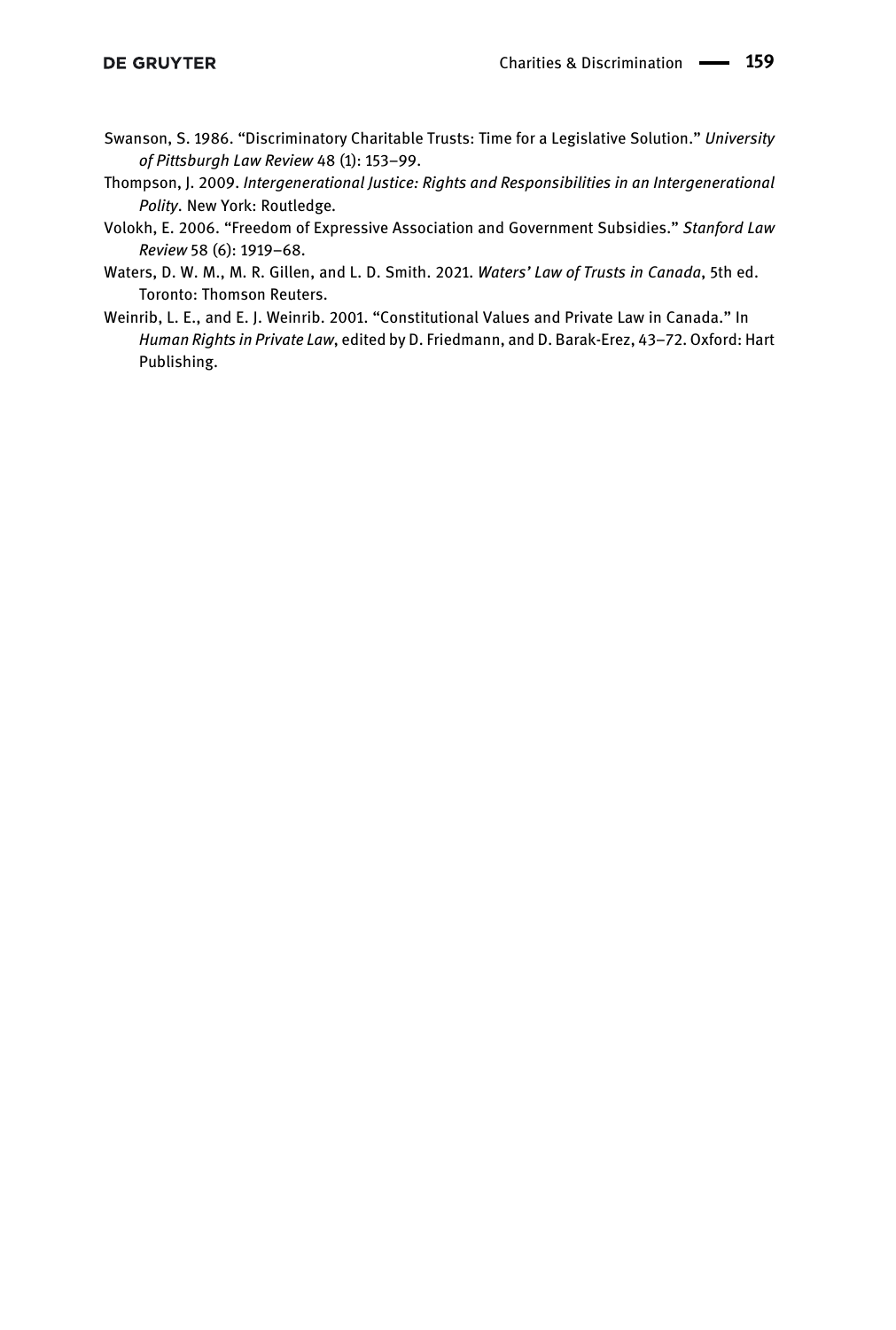Swanson, S. 1986. "Discriminatory Charitable Trusts: Time for a Legislative Solution." *University of Pittsburgh Law Review* 48 (1): 153–99.

Thompson, J. 2009. *Intergenerational Justice: Rights and Responsibilities in an Intergenerational Polity*. New York: Routledge.

Volokh, E. 2006. "Freedom of Expressive Association and Government Subsidies." *Stanford Law Review* 58 (6): 1919–68.

Waters, D. W. M., M. R. Gillen, and L. D. Smith. 2021. *Waters' Law of Trusts in Canada*, 5th ed. Toronto: Thomson Reuters.

Weinrib, L. E., and E. J. Weinrib. 2001. "Constitutional Values and Private Law in Canada." In *Human Rights in Private Law*, edited by D. Friedmann, and D. Barak-Erez, 43–72. Oxford: Hart Publishing.